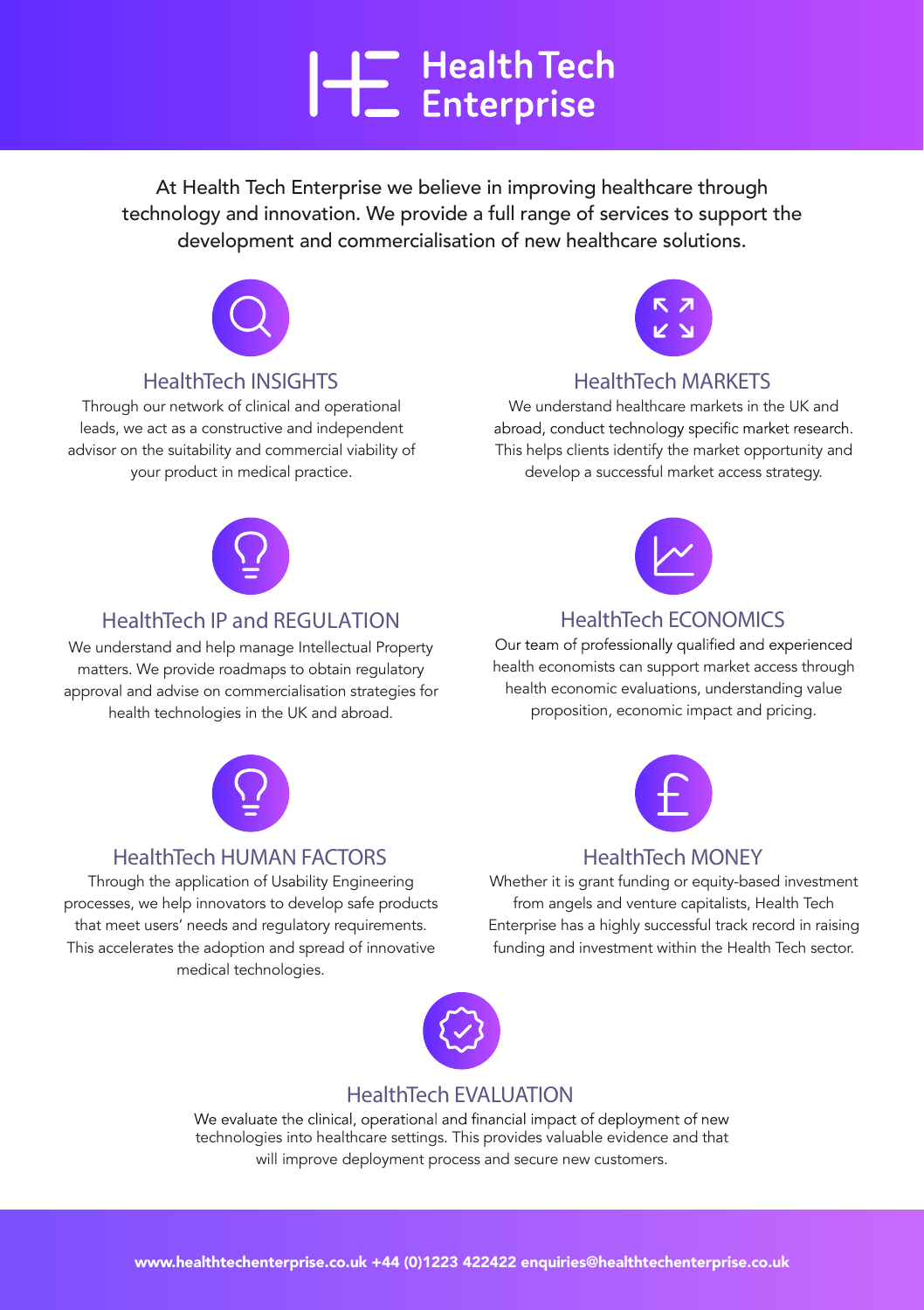# Health Tech Enterprise

At Health Tech Enterprise we believe in improving healthcare through technology and innovation. We provide a full range of services to support the development and commercialisation of new healthcare solutions.

## HealthTech INSIGHTS

Through our network of clinical and operational leads, we act as a constructive and independent advisor on the suitability and commercial viability of your product in medical practice.

## HealthTech MARKETS

We understand healthcare markets in the UK and abroad, conduct technology specific market research. This helps clients identify the market opportunity and develop a successful market access strategy.

## HealthTech IP and REGULATION

We understand and help manage Intellectual Property matters. We provide roadmaps to obtain regulatory approval and advise on commercialisation strategies for health technologies in the UK and abroad.

## HealthTech ECONOMICS

Our team of professionally qualified and experienced health economists can support market access through health economic evaluations, understanding value proposition, economic impact and pricing.

## HealthTech HUMAN FACTORS

Through the application of Usability Engineering processes, we help innovators to develop safe products that meet users' needs and regulatory requirements. This accelerates the adoption and spread of innovative medical technologies.

## HealthTech MONEY

Whether it is grant funding or equity-based investment from angels and venture capitalists, Health Tech Enterprise has a highly successful track record in raising funding and investment within the Health Tech sector.

## HealthTech EVALUATION

We evaluate the clinical, operational and financial impact of deployment of new technologies into healthcare settings. This provides valuable evidence and that will improve deployment process and secure new customers.

www.healthtechenterprise.co.uk +44 (0)1223 422422 enquiries@healthtechenterprise.co.uk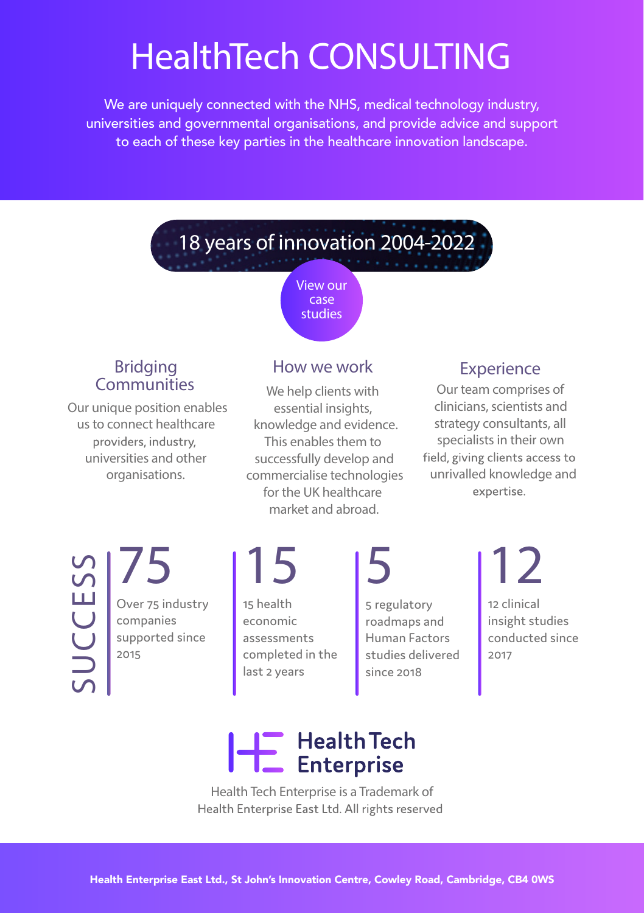# HealthTech CONSULTING

We are uniquely connected with the NHS, medical technology industry, universities and governmental organisations, and provide advice and support to each of these key parties in the healthcare innovation landscape.

## 18 years of innovation 2004-2022

View our case studies

### Bridging Communities

Our unique position enables us to connect healthcare providers, industry, universities and other organisations.

### How we work

We help clients with essential insights, knowledge and evidence. This enables them to successfully develop and commercialise technologies for the UK healthcare market and abroad.

### Experience

Our team comprises of clinicians, scientists and strategy consultants, all specialists in their own field, giving clients access to unrivalled knowledge and expertise.

## SUCCESS

**75**
Over 75 industry companies supported since 2015

**15**
15 health economic assessments completed in the last 2 years

**5**
5 regulatory roadmaps and Human Factors studies delivered since 2018

**12**
12 clinical insight studies conducted since 2017

**Health Tech Enterprise**

Health Tech Enterprise is a Trademark of Health Enterprise East Ltd. All rights reserved

Health Enterprise East Ltd., St John's Innovation Centre, Cowley Road, Cambridge, CB4 0WS